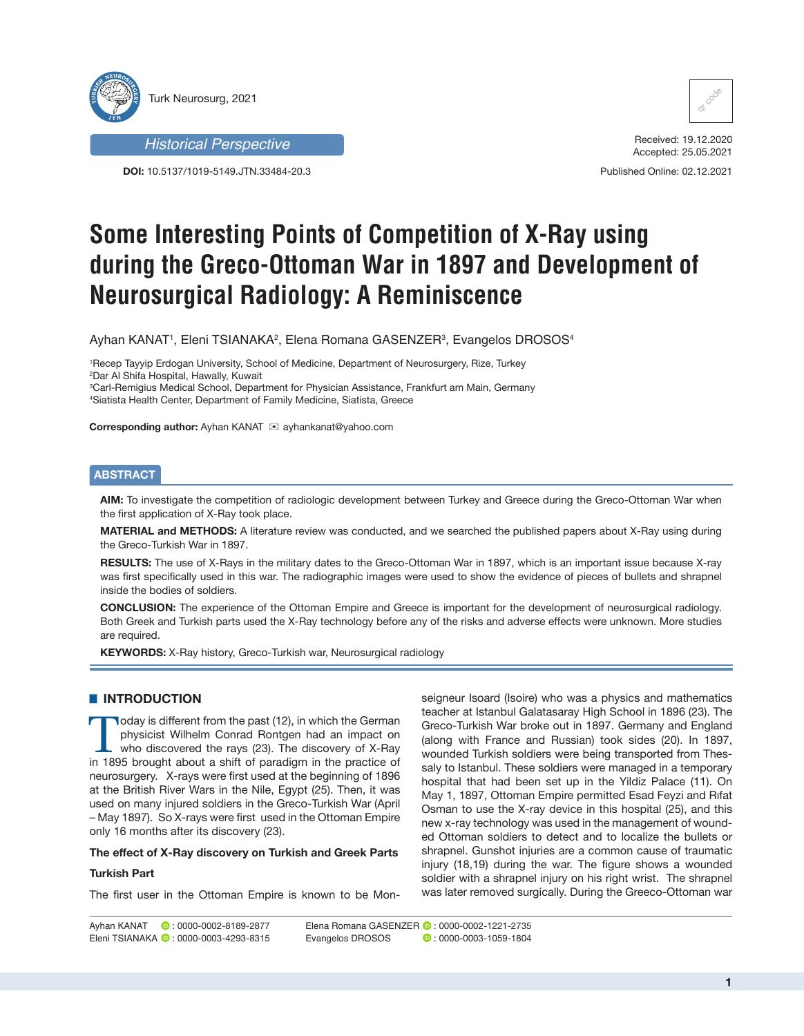Historical Perspective

**DOI:** 10.5137/1019-5149.JTN.33484-20.3

Received: 19.12.2020
Accepted: 25.05.2021

Published Online: 02.12.2021

# Some Interesting Points of Competition of X-Ray using during the Greco-Ottoman War in 1897 and Development of Neurosurgical Radiology: A Reminiscence

Ayhan KANAT[1], Eleni TSIANAKA[2], Elena Romana GASENZER[3], Evangelos DROSOS[4]

[1]Recep Tayyip Erdogan University, School of Medicine, Department of Neurosurgery, Rize, Turkey
[2]Dar Al Shifa Hospital, Hawally, Kuwait
[3]Carl-Remigius Medical School, Department for Physician Assistance, Frankfurt am Main, Germany
[4]Siatista Health Center, Department of Family Medicine, Siatista, Greece

**Corresponding author:** Ayhan KANAT ✉ ayhankanat@yahoo.com

## ABSTRACT

**AIM:** To investigate the competition of radiologic development between Turkey and Greece during the Greco-Ottoman War when the first application of X-Ray took place.

**MATERIAL and METHODS:** A literature review was conducted, and we searched the published papers about X-Ray using during the Greco-Turkish War in 1897.

**RESULTS:** The use of X-Rays in the military dates to the Greco-Ottoman War in 1897, which is an important issue because X-ray was first specifically used in this war. The radiographic images were used to show the evidence of pieces of bullets and shrapnel inside the bodies of soldiers.

**CONCLUSION:** The experience of the Ottoman Empire and Greece is important for the development of neurosurgical radiology. Both Greek and Turkish parts used the X-Ray technology before any of the risks and adverse effects were unknown. More studies are required.

**KEYWORDS:** X-Ray history, Greco-Turkish war, Neurosurgical radiology

## INTRODUCTION

Today is different from the past (12), in which the German physicist Wilhelm Conrad Rontgen had an impact on who discovered the rays (23). The discovery of X-Ray in 1895 brought about a shift of paradigm in the practice of neurosurgery. X-rays were first used at the beginning of 1896 at the British River Wars in the Nile, Egypt (25). Then, it was used on many injured soldiers in the Greco-Turkish War (April – May 1897). So X-rays were first used in the Ottoman Empire only 16 months after its discovery (23).

### The effect of X-Ray discovery on Turkish and Greek Parts

### Turkish Part

The first user in the Ottoman Empire is known to be Monseigneur Isoard (Isoire) who was a physics and mathematics teacher at Istanbul Galatasaray High School in 1896 (23). The Greco-Turkish War broke out in 1897. Germany and England (along with France and Russian) took sides (20). In 1897, wounded Turkish soldiers were being transported from Thessaly to Istanbul. These soldiers were managed in a temporary hospital that had been set up in the Yildiz Palace (11). On May 1, 1897, Ottoman Empire permitted Esad Feyzi and Rifat Osman to use the X-ray device in this hospital (25), and this new x-ray technology was used in the management of wounded Ottoman soldiers to detect and to localize the bullets or shrapnel. Gunshot injuries are a common cause of traumatic injury (18,19) during the war. The figure shows a wounded soldier with a shrapnel injury on his right wrist. The shrapnel was later removed surgically. During the Greeco-Ottoman war

Ayhan KANAT : 0000-0002-8189-2877
Eleni TSIANAKA : 0000-0003-4293-8315
Elena Romana GASENZER : 0000-0002-1221-2735
Evangelos DROSOS : 0000-0003-1059-1804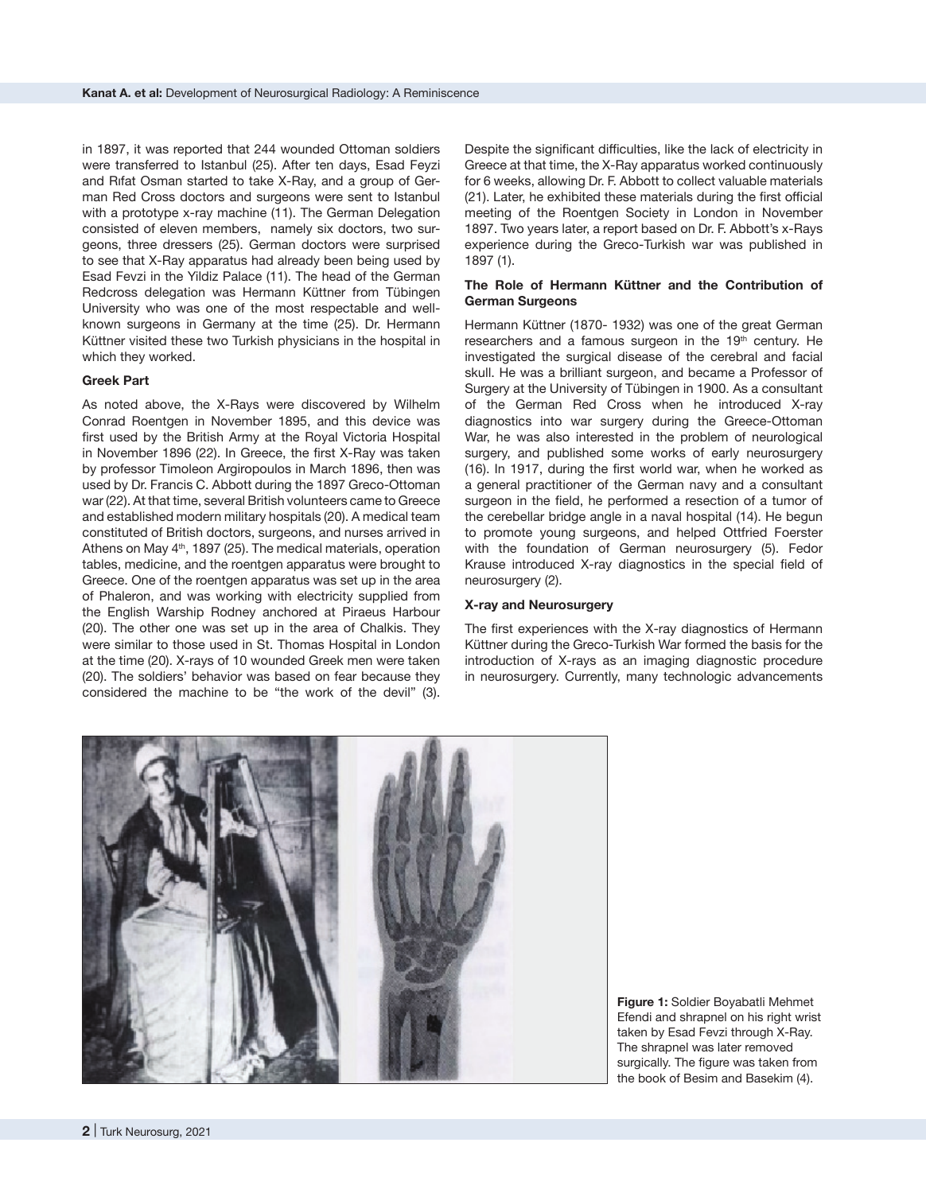in 1897, it was reported that 244 wounded Ottoman soldiers were transferred to Istanbul (25). After ten days, Esad Feyzi and Rıfat Osman started to take X-Ray, and a group of German Red Cross doctors and surgeons were sent to Istanbul with a prototype x-ray machine (11). The German Delegation consisted of eleven members, namely six doctors, two surgeons, three dressers (25). German doctors were surprised to see that X-Ray apparatus had already been being used by Esad Fevzi in the Yildiz Palace (11). The head of the German Redcross delegation was Hermann Küttner from Tübingen University who was one of the most respectable and well-known surgeons in Germany at the time (25). Dr. Hermann Küttner visited these two Turkish physicians in the hospital in which they worked.

**Greek Part**

As noted above, the X-Rays were discovered by Wilhelm Conrad Roentgen in November 1895, and this device was first used by the British Army at the Royal Victoria Hospital in November 1896 (22). In Greece, the first X-Ray was taken by professor Timoleon Argiropoulos in March 1896, then was used by Dr. Francis C. Abbott during the 1897 Greco-Ottoman war (22). At that time, several British volunteers came to Greece and established modern military hospitals (20). A medical team constituted of British doctors, surgeons, and nurses arrived in Athens on May 4th, 1897 (25). The medical materials, operation tables, medicine, and the roentgen apparatus were brought to Greece. One of the roentgen apparatus was set up in the area of Phaleron, and was working with electricity supplied from the English Warship Rodney anchored at Piraeus Harbour (20). The other one was set up in the area of Chalkis. They were similar to those used in St. Thomas Hospital in London at the time (20). X-rays of 10 wounded Greek men were taken (20). The soldiers' behavior was based on fear because they considered the machine to be "the work of the devil" (3).

Despite the significant difficulties, like the lack of electricity in Greece at that time, the X-Ray apparatus worked continuously for 6 weeks, allowing Dr. F. Abbott to collect valuable materials (21). Later, he exhibited these materials during the first official meeting of the Roentgen Society in London in November 1897. Two years later, a report based on Dr. F. Abbott's x-Rays experience during the Greco-Turkish war was published in 1897 (1).

**The Role of Hermann Küttner and the Contribution of German Surgeons**

Hermann Küttner (1870- 1932) was one of the great German researchers and a famous surgeon in the 19th century. He investigated the surgical disease of the cerebral and facial skull. He was a brilliant surgeon, and became a Professor of Surgery at the University of Tübingen in 1900. As a consultant of the German Red Cross when he introduced X-ray diagnostics into war surgery during the Greece-Ottoman War, he was also interested in the problem of neurological surgery, and published some works of early neurosurgery (16). In 1917, during the first world war, when he worked as a general practitioner of the German navy and a consultant surgeon in the field, he performed a resection of a tumor of the cerebellar bridge angle in a naval hospital (14). He begun to promote young surgeons, and helped Ottfried Foerster with the foundation of German neurosurgery (5). Fedor Krause introduced X-ray diagnostics in the special field of neurosurgery (2).

**X-ray and Neurosurgery**

The first experiences with the X-ray diagnostics of Hermann Küttner during the Greco-Turkish War formed the basis for the introduction of X-rays as an imaging diagnostic procedure in neurosurgery. Currently, many technologic advancements

**Figure 1:** Soldier Boyabatli Mehmet Efendi and shrapnel on his right wrist taken by Esad Fevzi through X-Ray. The shrapnel was later removed surgically. The figure was taken from the book of Besim and Basekim (4).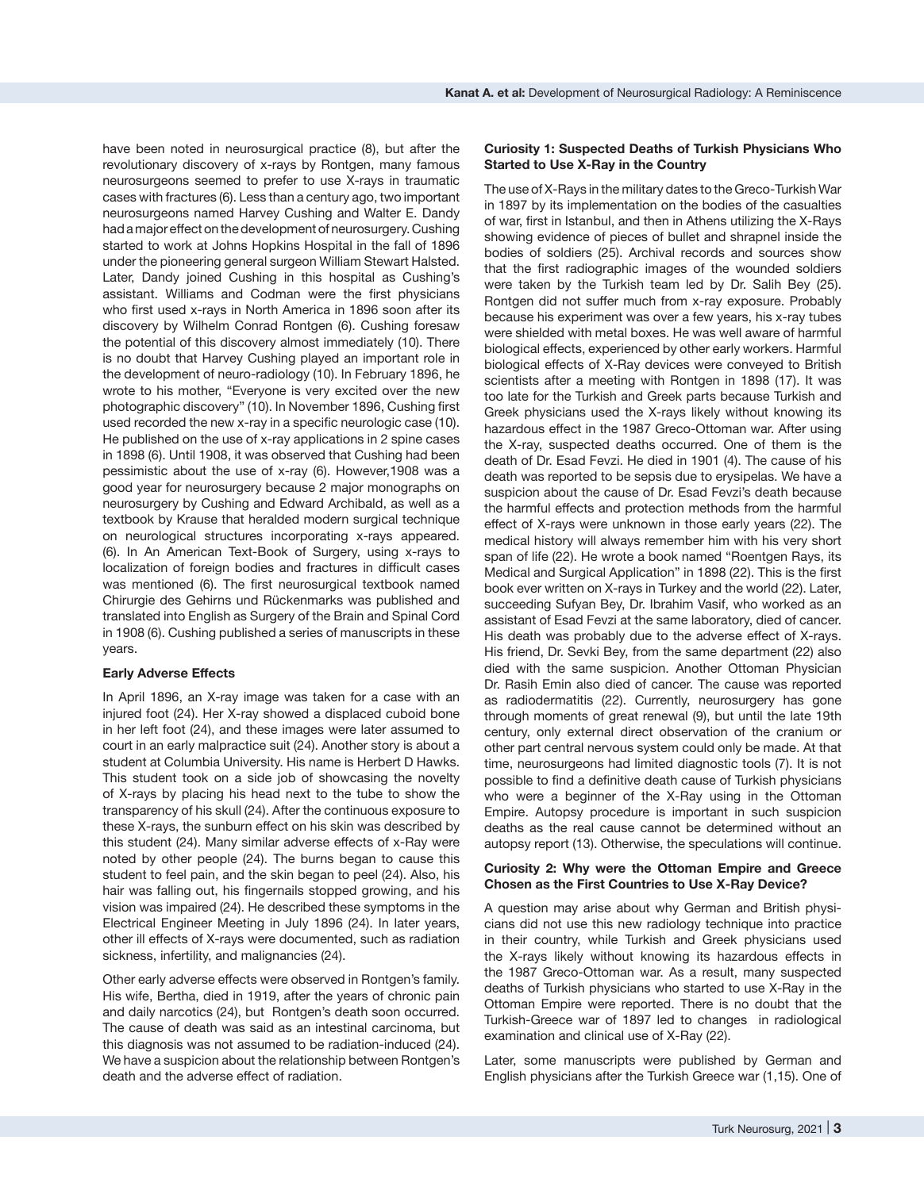have been noted in neurosurgical practice (8), but after the revolutionary discovery of x-rays by Rontgen, many famous neurosurgeons seemed to prefer to use X-rays in traumatic cases with fractures (6). Less than a century ago, two important neurosurgeons named Harvey Cushing and Walter E. Dandy had a major effect on the development of neurosurgery. Cushing started to work at Johns Hopkins Hospital in the fall of 1896 under the pioneering general surgeon William Stewart Halsted. Later, Dandy joined Cushing in this hospital as Cushing's assistant. Williams and Codman were the first physicians who first used x-rays in North America in 1896 soon after its discovery by Wilhelm Conrad Rontgen (6). Cushing foresaw the potential of this discovery almost immediately (10). There is no doubt that Harvey Cushing played an important role in the development of neuro-radiology (10). In February 1896, he wrote to his mother, "Everyone is very excited over the new photographic discovery" (10). In November 1896, Cushing first used recorded the new x-ray in a specific neurologic case (10). He published on the use of x-ray applications in 2 spine cases in 1898 (6). Until 1908, it was observed that Cushing had been pessimistic about the use of x-ray (6). However,1908 was a good year for neurosurgery because 2 major monographs on neurosurgery by Cushing and Edward Archibald, as well as a textbook by Krause that heralded modern surgical technique on neurological structures incorporating x-rays appeared. (6). In An American Text-Book of Surgery, using x-rays to localization of foreign bodies and fractures in difficult cases was mentioned (6). The first neurosurgical textbook named Chirurgie des Gehirns und Rückenmarks was published and translated into English as Surgery of the Brain and Spinal Cord in 1908 (6). Cushing published a series of manuscripts in these years.

### Early Adverse Effects

In April 1896, an X-ray image was taken for a case with an injured foot (24). Her X-ray showed a displaced cuboid bone in her left foot (24), and these images were later assumed to court in an early malpractice suit (24). Another story is about a student at Columbia University. His name is Herbert D Hawks. This student took on a side job of showcasing the novelty of X-rays by placing his head next to the tube to show the transparency of his skull (24). After the continuous exposure to these X-rays, the sunburn effect on his skin was described by this student (24). Many similar adverse effects of x-Ray were noted by other people (24). The burns began to cause this student to feel pain, and the skin began to peel (24). Also, his hair was falling out, his fingernails stopped growing, and his vision was impaired (24). He described these symptoms in the Electrical Engineer Meeting in July 1896 (24). In later years, other ill effects of X-rays were documented, such as radiation sickness, infertility, and malignancies (24).

Other early adverse effects were observed in Rontgen's family. His wife, Bertha, died in 1919, after the years of chronic pain and daily narcotics (24), but Rontgen's death soon occurred. The cause of death was said as an intestinal carcinoma, but this diagnosis was not assumed to be radiation-induced (24). We have a suspicion about the relationship between Rontgen's death and the adverse effect of radiation.

### Curiosity 1: Suspected Deaths of Turkish Physicians Who Started to Use X-Ray in the Country

The use of X-Rays in the military dates to the Greco-Turkish War in 1897 by its implementation on the bodies of the casualties of war, first in Istanbul, and then in Athens utilizing the X-Rays showing evidence of pieces of bullet and shrapnel inside the bodies of soldiers (25). Archival records and sources show that the first radiographic images of the wounded soldiers were taken by the Turkish team led by Dr. Salih Bey (25). Rontgen did not suffer much from x-ray exposure. Probably because his experiment was over a few years, his x-ray tubes were shielded with metal boxes. He was well aware of harmful biological effects, experienced by other early workers. Harmful biological effects of X-Ray devices were conveyed to British scientists after a meeting with Rontgen in 1898 (17). It was too late for the Turkish and Greek parts because Turkish and Greek physicians used the X-rays likely without knowing its hazardous effect in the 1987 Greco-Ottoman war. After using the X-ray, suspected deaths occurred. One of them is the death of Dr. Esad Fevzi. He died in 1901 (4). The cause of his death was reported to be sepsis due to erysipelas. We have a suspicion about the cause of Dr. Esad Fevzi's death because the harmful effects and protection methods from the harmful effect of X-rays were unknown in those early years (22). The medical history will always remember him with his very short span of life (22). He wrote a book named "Roentgen Rays, its Medical and Surgical Application" in 1898 (22). This is the first book ever written on X-rays in Turkey and the world (22). Later, succeeding Sufyan Bey, Dr. Ibrahim Vasif, who worked as an assistant of Esad Fevzi at the same laboratory, died of cancer. His death was probably due to the adverse effect of X-rays. His friend, Dr. Sevki Bey, from the same department (22) also died with the same suspicion. Another Ottoman Physician Dr. Rasih Emin also died of cancer. The cause was reported as radiodermatitis (22). Currently, neurosurgery has gone through moments of great renewal (9), but until the late 19th century, only external direct observation of the cranium or other part central nervous system could only be made. At that time, neurosurgeons had limited diagnostic tools (7). It is not possible to find a definitive death cause of Turkish physicians who were a beginner of the X-Ray using in the Ottoman Empire. Autopsy procedure is important in such suspicion deaths as the real cause cannot be determined without an autopsy report (13). Otherwise, the speculations will continue.

### Curiosity 2: Why were the Ottoman Empire and Greece Chosen as the First Countries to Use X-Ray Device?

A question may arise about why German and British physicians did not use this new radiology technique into practice in their country, while Turkish and Greek physicians used the X-rays likely without knowing its hazardous effects in the 1987 Greco-Ottoman war. As a result, many suspected deaths of Turkish physicians who started to use X-Ray in the Ottoman Empire were reported. There is no doubt that the Turkish-Greece war of 1897 led to changes in radiological examination and clinical use of X-Ray (22).

Later, some manuscripts were published by German and English physicians after the Turkish Greece war (1,15). One of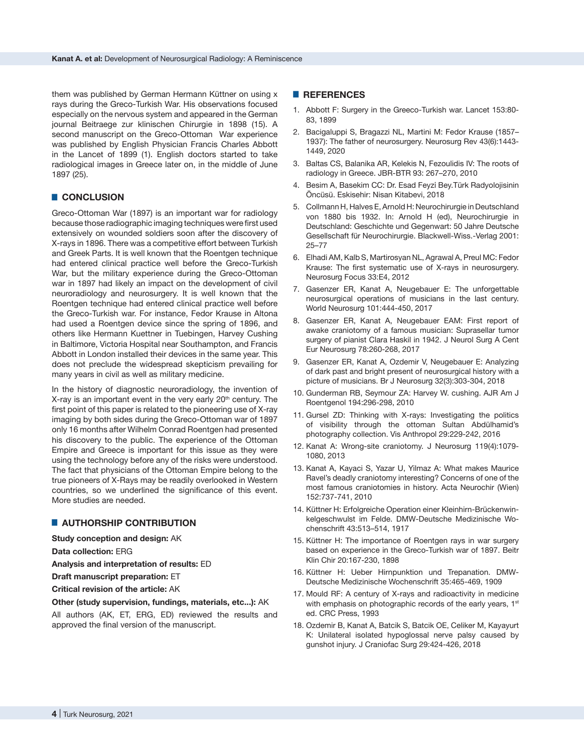them was published by German Hermann Küttner on using x rays during the Greco-Turkish War. His observations focused especially on the nervous system and appeared in the German journal Beitraege zur klinischen Chirurgie in 1898 (15). A second manuscript on the Greco-Ottoman War experience was published by English Physician Francis Charles Abbott in the Lancet of 1899 (1). English doctors started to take radiological images in Greece later on, in the middle of June 1897 (25).

## CONCLUSION

Greco-Ottoman War (1897) is an important war for radiology because those radiographic imaging techniques were first used extensively on wounded soldiers soon after the discovery of X-rays in 1896. There was a competitive effort between Turkish and Greek Parts. It is well known that the Roentgen technique had entered clinical practice well before the Greco-Turkish War, but the military experience during the Greco-Ottoman war in 1897 had likely an impact on the development of civil neuroradiology and neurosurgery. It is well known that the Roentgen technique had entered clinical practice well before the Greco-Turkish war. For instance, Fedor Krause in Altona had used a Roentgen device since the spring of 1896, and others like Hermann Kuettner in Tuebingen, Harvey Cushing in Baltimore, Victoria Hospital near Southampton, and Francis Abbott in London installed their devices in the same year. This does not preclude the widespread skepticism prevailing for many years in civil as well as military medicine.

In the history of diagnostic neuroradiology, the invention of X-ray is an important event in the very early 20th century. The first point of this paper is related to the pioneering use of X-ray imaging by both sides during the Greco-Ottoman war of 1897 only 16 months after Wilhelm Conrad Roentgen had presented his discovery to the public. The experience of the Ottoman Empire and Greece is important for this issue as they were using the technology before any of the risks were understood. The fact that physicians of the Ottoman Empire belong to the true pioneers of X-Rays may be readily overlooked in Western countries, so we underlined the significance of this event. More studies are needed.

## AUTHORSHIP CONTRIBUTION

**Study conception and design:** AK

**Data collection:** ERG

**Analysis and interpretation of results:** ED

**Draft manuscript preparation:** ET

**Critical revision of the article:** AK

**Other (study supervision, fundings, materials, etc...):** AK

All authors (AK, ET, ERG, ED) reviewed the results and approved the final version of the manuscript.

## REFERENCES

1. Abbott F: Surgery in the Greeco-Turkish war. Lancet 153:80-83, 1899
2. Bacigaluppi S, Bragazzi NL, Martini M: Fedor Krause (1857–1937): The father of neurosurgery. Neurosurg Rev 43(6):1443-1449, 2020
3. Baltas CS, Balanika AR, Kelekis N, Fezoulidis IV: The roots of radiology in Greece. JBR-BTR 93: 267–270, 2010
4. Besim A, Basekim CC: Dr. Esad Feyzi Bey.Türk Radyolojisinin Öncüsü. Eskisehir: Nisan Kitabevi, 2018
5. Collmann H, Halves E, Arnold H: Neurochirurgie in Deutschland von 1880 bis 1932. In: Arnold H (ed), Neurochirurgie in Deutschland: Geschichte und Gegenwart: 50 Jahre Deutsche Gesellschaft für Neurochirurgie. Blackwell-Wiss.-Verlag 2001: 25–77
6. Elhadi AM, Kalb S, Martirosyan NL, Agrawal A, Preul MC: Fedor Krause: The first systematic use of X-rays in neurosurgery. Neurosurg Focus 33:E4, 2012
7. Gasenzer ER, Kanat A, Neugebauer E: The unforgettable neurosurgical operations of musicians in the last century. World Neurosurg 101:444-450, 2017
8. Gasenzer ER, Kanat A, Neugebauer EAM: First report of awake craniotomy of a famous musician: Suprasellar tumor surgery of pianist Clara Haskil in 1942. J Neurol Surg A Cent Eur Neurosurg 78:260-268, 2017
9. Gasenzer ER, Kanat A, Ozdemir V, Neugebauer E: Analyzing of dark past and bright present of neurosurgical history with a picture of musicians. Br J Neurosurg 32(3):303-304, 2018
10. Gunderman RB, Seymour ZA: Harvey W. cushing. AJR Am J Roentgenol 194:296-298, 2010
11. Gursel ZD: Thinking with X-rays: Investigating the politics of visibility through the ottoman Sultan Abdülhamid's photography collection. Vis Anthropol 29:229-242, 2016
12. Kanat A: Wrong-site craniotomy. J Neurosurg 119(4):1079-1080, 2013
13. Kanat A, Kayaci S, Yazar U, Yilmaz A: What makes Maurice Ravel's deadly craniotomy interesting? Concerns of one of the most famous craniotomies in history. Acta Neurochir (Wien) 152:737-741, 2010
14. Küttner H: Erfolgreiche Operation einer Kleinhirn-Brückenwinkelgeschwulst im Felde. DMW-Deutsche Medizinische Wochenschrift 43:513–514, 1917
15. Küttner H: The importance of Roentgen rays in war surgery based on experience in the Greco-Turkish war of 1897. Beitr Klin Chir 20:167-230, 1898
16. Küttner H: Ueber Hirnpunktion und Trepanation. DMW-Deutsche Medizinische Wochenschrift 35:465-469, 1909
17. Mould RF: A century of X-rays and radioactivity in medicine with emphasis on photographic records of the early years, 1st ed. CRC Press, 1993
18. Ozdemir B, Kanat A, Batcik S, Batcik OE, Celiker M, Kayayurt K: Unilateral isolated hypoglossal nerve palsy caused by gunshot injury. J Craniofac Surg 29:424-426, 2018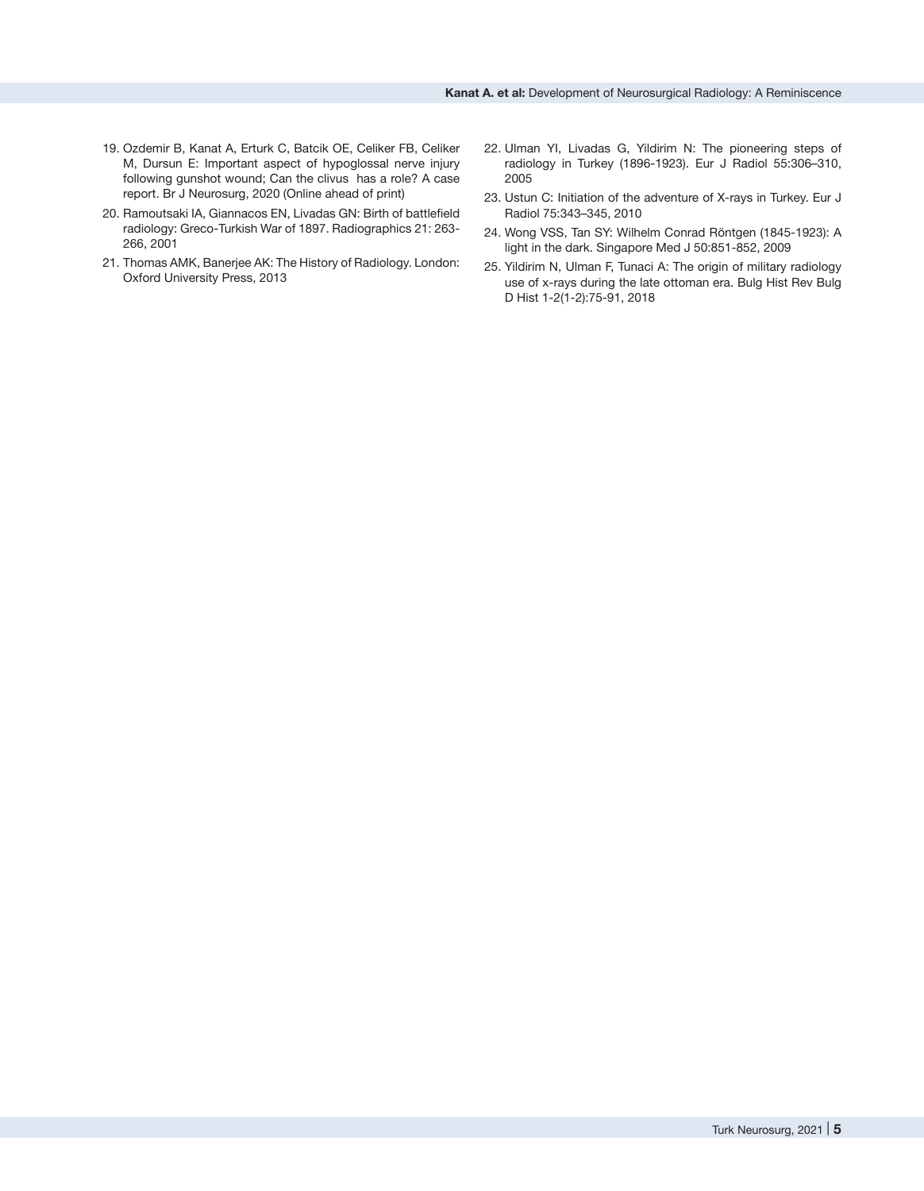19. Ozdemir B, Kanat A, Erturk C, Batcik OE, Celiker FB, Celiker M, Dursun E: Important aspect of hypoglossal nerve injury following gunshot wound; Can the clivus has a role? A case report. Br J Neurosurg, 2020 (Online ahead of print)
20. Ramoutsaki IA, Giannacos EN, Livadas GN: Birth of battlefield radiology: Greco-Turkish War of 1897. Radiographics 21: 263-266, 2001
21. Thomas AMK, Banerjee AK: The History of Radiology. London: Oxford University Press, 2013
22. Ulman YI, Livadas G, Yildirim N: The pioneering steps of radiology in Turkey (1896-1923). Eur J Radiol 55:306–310, 2005
23. Ustun C: Initiation of the adventure of X-rays in Turkey. Eur J Radiol 75:343–345, 2010
24. Wong VSS, Tan SY: Wilhelm Conrad Röntgen (1845-1923): A light in the dark. Singapore Med J 50:851-852, 2009
25. Yildirim N, Ulman F, Tunaci A: The origin of military radiology use of x-rays during the late ottoman era. Bulg Hist Rev Bulg D Hist 1-2(1-2):75-91, 2018